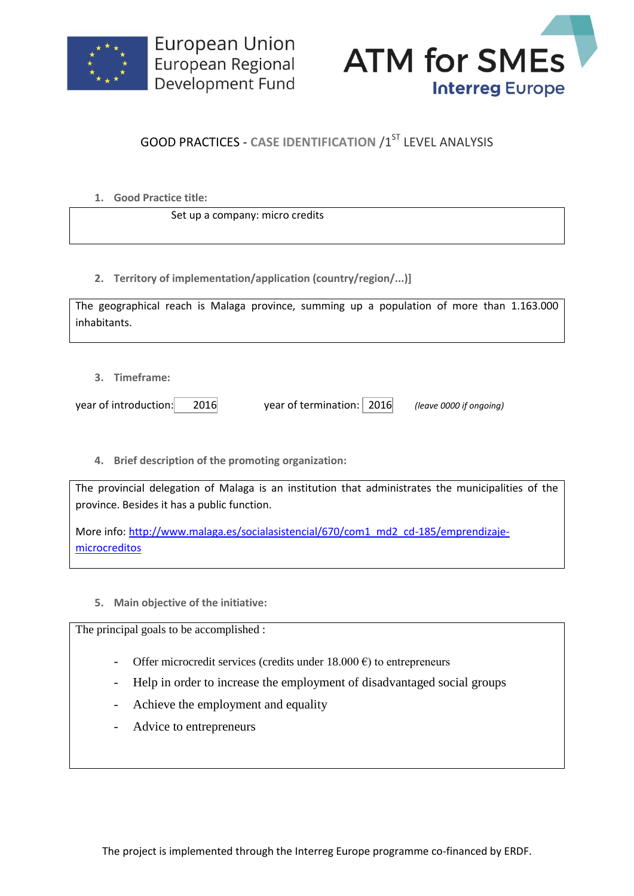European Union
European Regional
Development Fund

ATM for SMEs
Interreg Europe

# GOOD PRACTICES - CASE IDENTIFICATION /1[ST] LEVEL ANALYSIS

## 1. Good Practice title:

Set up a company: micro credits

## 2. Territory of implementation/application (country/region/...)]

The geographical reach is Malaga province, summing up a population of more than 1.163.000 inhabitants.

## 3. Timeframe:

year of introduction: 2016 year of termination: 2016 *(leave 0000 if ongoing)*

## 4. Brief description of the promoting organization:

The provincial delegation of Malaga is an institution that administrates the municipalities of the province. Besides it has a public function.

More info: [http://www.malaga.es/socialasistencial/670/com1_md2_cd-185/emprendizaje-microcreditos](http://www.malaga.es/socialasistencial/670/com1_md2_cd-185/emprendizaje-microcreditos)

## 5. Main objective of the initiative:

The principal goals to be accomplished :

- Offer microcredit services (credits under 18.000 €) to entrepreneurs
- Help in order to increase the employment of disadvantaged social groups
- Achieve the employment and equality
- Advice to entrepreneurs

The project is implemented through the Interreg Europe programme co-financed by ERDF.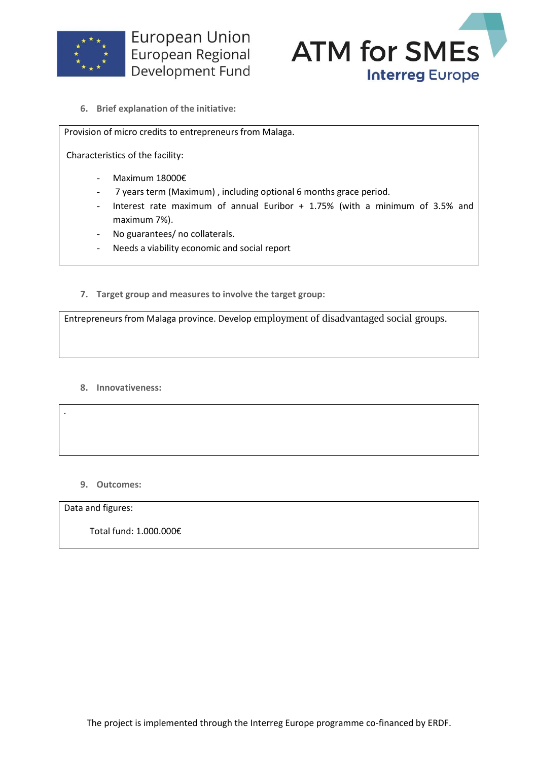6. **Brief explanation of the initiative:**

Provision of micro credits to entrepreneurs from Malaga.

Characteristics of the facility:

- Maximum 18000€
- 7 years term (Maximum) , including optional 6 months grace period.
- Interest rate maximum of annual Euribor + 1.75% (with a minimum of 3.5% and maximum 7%).
- No guarantees/ no collaterals.
- Needs a viability economic and social report

7. **Target group and measures to involve the target group:**

Entrepreneurs from Malaga province. Develop employment of disadvantaged social groups.

8. **Innovativeness:**

.

9. **Outcomes:**

Data and figures:

Total fund: 1.000.000€

The project is implemented through the Interreg Europe programme co-financed by ERDF.